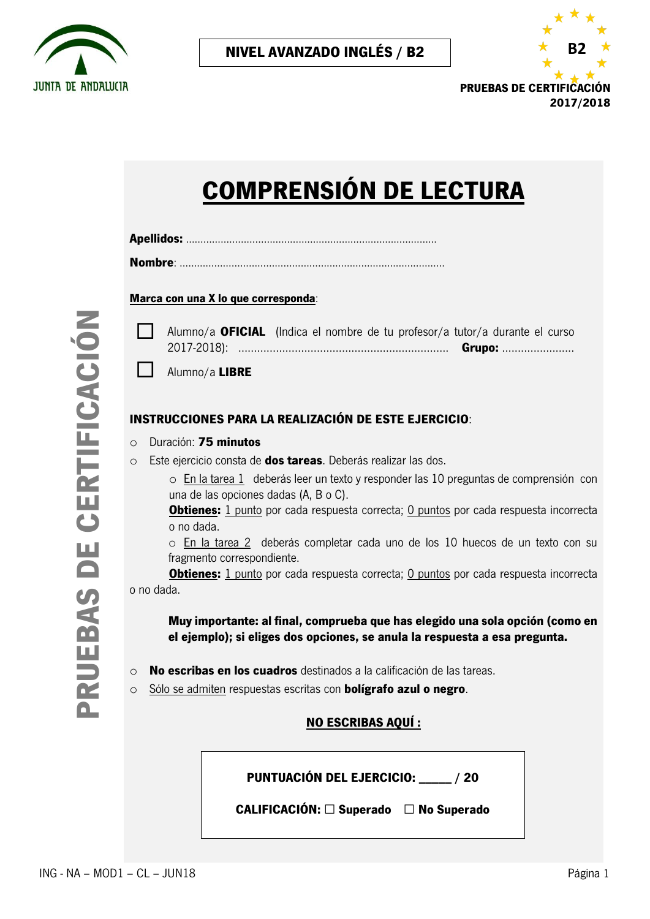JUNTA DE ANDALUCIA

**NIVEL AVANZADO INGLÉS / B2**

**B2**

**PRUEBAS DE CERTIFICACIÓN 2017/2018**

**PRUEBAS DE CERTIFICACIÓN**

# COMPRENSIÓN DE LECTURA

**Apellidos:** ......................................................................................

**Nombre**: ..........................................................................................

**Marca con una X lo que corresponda**:

☐ Alumno/a **OFICIAL** (Indica el nombre de tu profesor/a tutor/a durante el curso 2017-2018): ................................................................... **Grupo:** .......................

☐ Alumno/a **LIBRE**

**INSTRUCCIONES PARA LA REALIZACIÓN DE ESTE EJERCICIO**:

- Duración: **75 minutos**
- Este ejercicio consta de **dos tareas**. Deberás realizar las dos.
  - En la tarea 1 deberás leer un texto y responder las 10 preguntas de comprensión con una de las opciones dadas (A, B o C).
    **Obtienes:** 1 punto por cada respuesta correcta; 0 puntos por cada respuesta incorrecta o no dada.
  - En la tarea 2 deberás completar cada uno de los 10 huecos de un texto con su fragmento correspondiente.
    **Obtienes:** 1 punto por cada respuesta correcta; 0 puntos por cada respuesta incorrecta o no dada.

**Muy importante: al final, comprueba que has elegido una sola opción (como en el ejemplo); si eliges dos opciones, se anula la respuesta a esa pregunta.**

- **No escribas en los cuadros** destinados a la calificación de las tareas.
- Sólo se admiten respuestas escritas con **bolígrafo azul o negro**.

**NO ESCRIBAS AQUÍ :**

**PUNTUACIÓN DEL EJERCICIO: _____ / 20**

**CALIFICACIÓN: ☐ Superado ☐ No Superado**

ING - NA – MOD1 – CL – JUN18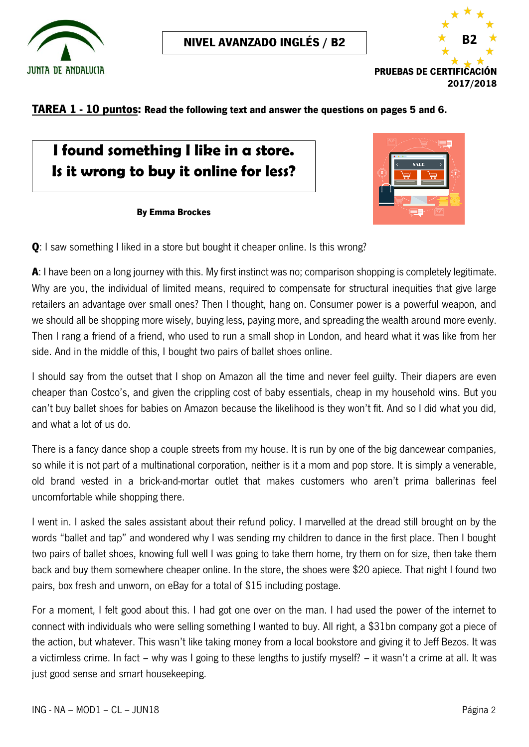**NIVEL AVANZADO INGLÉS / B2**

**PRUEBAS DE CERTIFICACIÓN 2017/2018**

**TAREA 1 - 10 puntos: Read the following text and answer the questions on pages 5 and 6.**

# I found something I like in a store. Is it wrong to buy it online for less?

**By Emma Brockes**

**Q**: I saw something I liked in a store but bought it cheaper online. Is this wrong?

**A**: I have been on a long journey with this. My first instinct was no; comparison shopping is completely legitimate. Why are you, the individual of limited means, required to compensate for structural inequities that give large retailers an advantage over small ones? Then I thought, hang on. Consumer power is a powerful weapon, and we should all be shopping more wisely, buying less, paying more, and spreading the wealth around more evenly. Then I rang a friend of a friend, who used to run a small shop in London, and heard what it was like from her side. And in the middle of this, I bought two pairs of ballet shoes online.

I should say from the outset that I shop on Amazon all the time and never feel guilty. Their diapers are even cheaper than Costco's, and given the crippling cost of baby essentials, cheap in my household wins. But you can't buy ballet shoes for babies on Amazon because the likelihood is they won't fit. And so I did what you did, and what a lot of us do.

There is a fancy dance shop a couple streets from my house. It is run by one of the big dancewear companies, so while it is not part of a multinational corporation, neither is it a mom and pop store. It is simply a venerable, old brand vested in a brick-and-mortar outlet that makes customers who aren't prima ballerinas feel uncomfortable while shopping there.

I went in. I asked the sales assistant about their refund policy. I marvelled at the dread still brought on by the words "ballet and tap" and wondered why I was sending my children to dance in the first place. Then I bought two pairs of ballet shoes, knowing full well I was going to take them home, try them on for size, then take them back and buy them somewhere cheaper online. In the store, the shoes were $20 apiece. That night I found two pairs, box fresh and unworn, on eBay for a total of $15 including postage.

For a moment, I felt good about this. I had got one over on the man. I had used the power of the internet to connect with individuals who were selling something I wanted to buy. All right, a $31bn company got a piece of the action, but whatever. This wasn't like taking money from a local bookstore and giving it to Jeff Bezos. It was a victimless crime. In fact – why was I going to these lengths to justify myself? – it wasn't a crime at all. It was just good sense and smart housekeeping.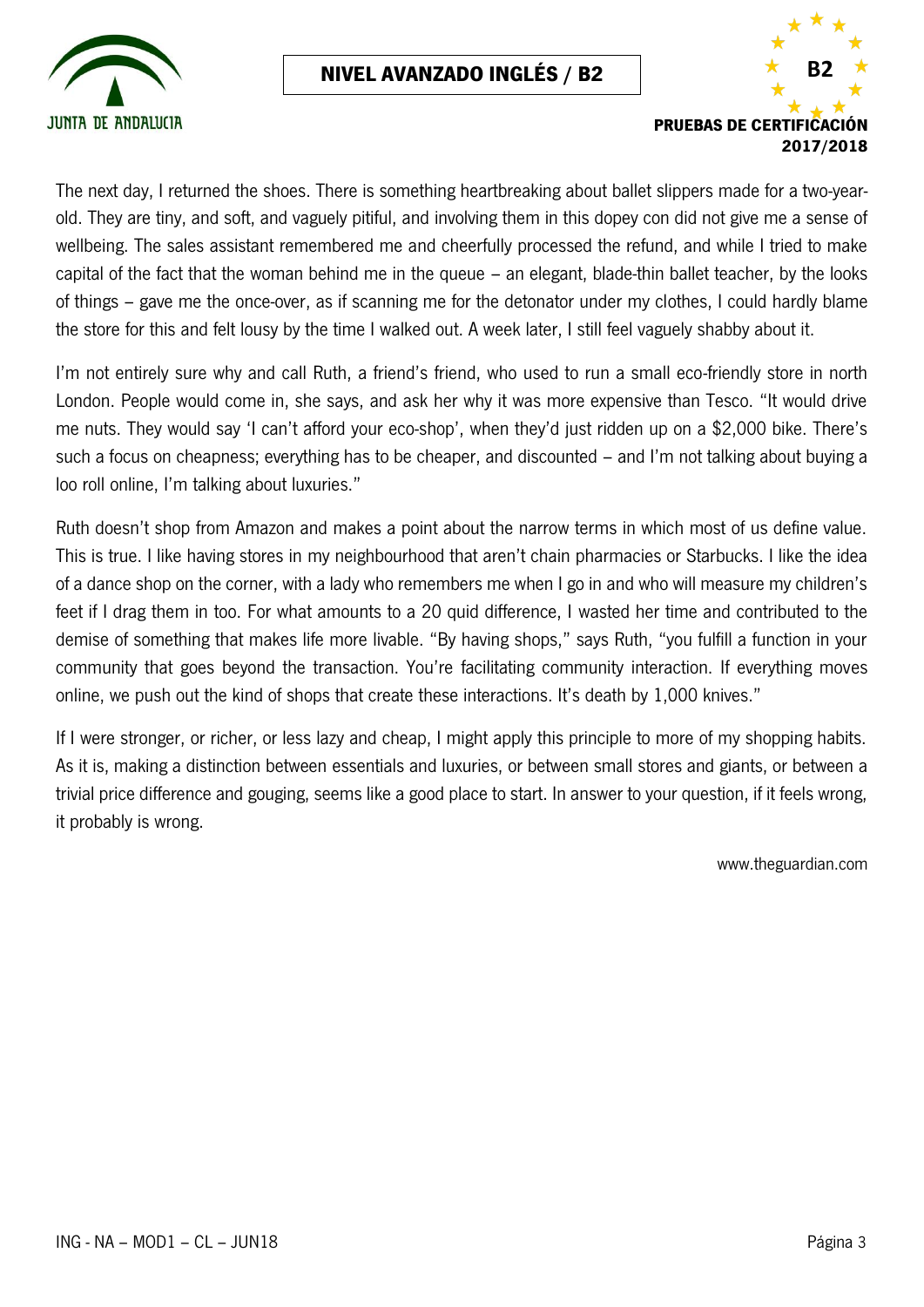The next day, I returned the shoes. There is something heartbreaking about ballet slippers made for a two-year-old. They are tiny, and soft, and vaguely pitiful, and involving them in this dopey con did not give me a sense of wellbeing. The sales assistant remembered me and cheerfully processed the refund, and while I tried to make capital of the fact that the woman behind me in the queue – an elegant, blade-thin ballet teacher, by the looks of things – gave me the once-over, as if scanning me for the detonator under my clothes, I could hardly blame the store for this and felt lousy by the time I walked out. A week later, I still feel vaguely shabby about it.

I'm not entirely sure why and call Ruth, a friend's friend, who used to run a small eco-friendly store in north London. People would come in, she says, and ask her why it was more expensive than Tesco. "It would drive me nuts. They would say 'I can't afford your eco-shop', when they'd just ridden up on a $2,000 bike. There's such a focus on cheapness; everything has to be cheaper, and discounted – and I'm not talking about buying a loo roll online, I'm talking about luxuries."

Ruth doesn't shop from Amazon and makes a point about the narrow terms in which most of us define value. This is true. I like having stores in my neighbourhood that aren't chain pharmacies or Starbucks. I like the idea of a dance shop on the corner, with a lady who remembers me when I go in and who will measure my children's feet if I drag them in too. For what amounts to a 20 quid difference, I wasted her time and contributed to the demise of something that makes life more livable. "By having shops," says Ruth, "you fulfill a function in your community that goes beyond the transaction. You're facilitating community interaction. If everything moves online, we push out the kind of shops that create these interactions. It's death by 1,000 knives."

If I were stronger, or richer, or less lazy and cheap, I might apply this principle to more of my shopping habits. As it is, making a distinction between essentials and luxuries, or between small stores and giants, or between a trivial price difference and gouging, seems like a good place to start. In answer to your question, if it feels wrong, it probably is wrong.

www.theguardian.com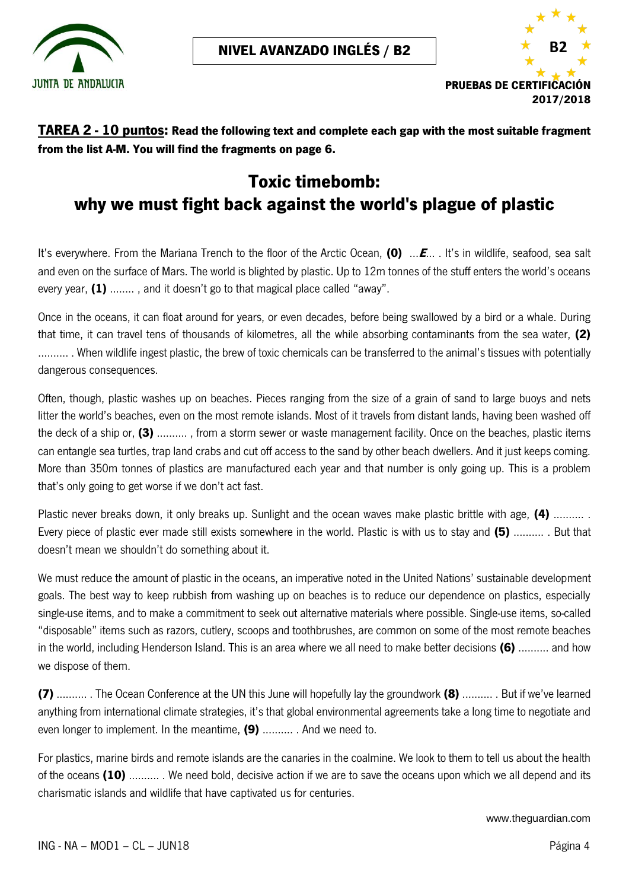**TAREA 2 - 10 puntos: Read the following text and complete each gap with the most suitable fragment from the list A-M. You will find the fragments on page 6.**

# Toxic timebomb: why we must fight back against the world's plague of plastic

It's everywhere. From the Mariana Trench to the floor of the Arctic Ocean, **(0)** ...***E***... . It's in wildlife, seafood, sea salt and even on the surface of Mars. The world is blighted by plastic. Up to 12m tonnes of the stuff enters the world's oceans every year, **(1)** ........ , and it doesn't go to that magical place called "away".

Once in the oceans, it can float around for years, or even decades, before being swallowed by a bird or a whale. During that time, it can travel tens of thousands of kilometres, all the while absorbing contaminants from the sea water, **(2)** .......... . When wildlife ingest plastic, the brew of toxic chemicals can be transferred to the animal's tissues with potentially dangerous consequences.

Often, though, plastic washes up on beaches. Pieces ranging from the size of a grain of sand to large buoys and nets litter the world's beaches, even on the most remote islands. Most of it travels from distant lands, having been washed off the deck of a ship or, **(3)** .......... , from a storm sewer or waste management facility. Once on the beaches, plastic items can entangle sea turtles, trap land crabs and cut off access to the sand by other beach dwellers. And it just keeps coming. More than 350m tonnes of plastics are manufactured each year and that number is only going up. This is a problem that's only going to get worse if we don't act fast.

Plastic never breaks down, it only breaks up. Sunlight and the ocean waves make plastic brittle with age, **(4)** .......... . Every piece of plastic ever made still exists somewhere in the world. Plastic is with us to stay and **(5)** .......... . But that doesn't mean we shouldn't do something about it.

We must reduce the amount of plastic in the oceans, an imperative noted in the United Nations' sustainable development goals. The best way to keep rubbish from washing up on beaches is to reduce our dependence on plastics, especially single-use items, and to make a commitment to seek out alternative materials where possible. Single-use items, so-called "disposable" items such as razors, cutlery, scoops and toothbrushes, are common on some of the most remote beaches in the world, including Henderson Island. This is an area where we all need to make better decisions **(6)** .......... and how we dispose of them.

**(7)** .......... . The Ocean Conference at the UN this June will hopefully lay the groundwork **(8)** .......... . But if we've learned anything from international climate strategies, it's that global environmental agreements take a long time to negotiate and even longer to implement. In the meantime, **(9)** .......... . And we need to.

For plastics, marine birds and remote islands are the canaries in the coalmine. We look to them to tell us about the health of the oceans **(10)** .......... . We need bold, decisive action if we are to save the oceans upon which we all depend and its charismatic islands and wildlife that have captivated us for centuries.

www.theguardian.com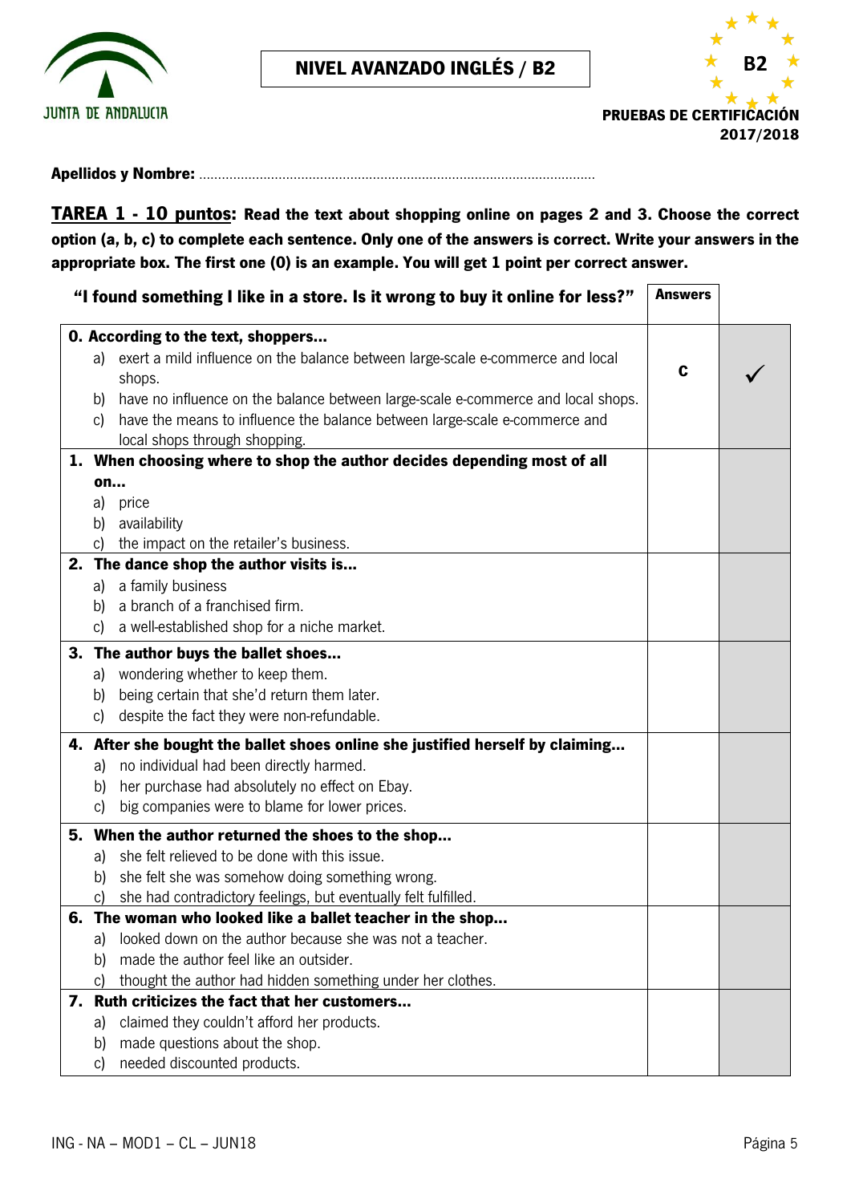JUNTA DE ANDALUCIA

**NIVEL AVANZADO INGLÉS / B2**

**B2**

**PRUEBAS DE CERTIFICACIÓN 2017/2018**

**Apellidos y Nombre:** ……………………………………………………………………………………………

**TAREA 1 - 10 puntos: Read the text about shopping online on pages 2 and 3. Choose the correct option (a, b, c) to complete each sentence. Only one of the answers is correct. Write your answers in the appropriate box. The first one (0) is an example. You will get 1 point per correct answer.**

| **"I found something I like in a store. Is it wrong to buy it online for less?"** | **Answers** | |
|---|---|---|
| **0. According to the text, shoppers…**<br>a) exert a mild influence on the balance between large-scale e-commerce and local shops.<br>b) have no influence on the balance between large-scale e-commerce and local shops.<br>c) have the means to influence the balance between large-scale e-commerce and local shops through shopping. | **c** | ✓ |
| **1. When choosing where to shop the author decides depending most of all on…**<br>a) price<br>b) availability<br>c) the impact on the retailer's business. | | |
| **2. The dance shop the author visits is…**<br>a) a family business<br>b) a branch of a franchised firm.<br>c) a well-established shop for a niche market. | | |
| **3. The author buys the ballet shoes…**<br>a) wondering whether to keep them.<br>b) being certain that she'd return them later.<br>c) despite the fact they were non-refundable. | | |
| **4. After she bought the ballet shoes online she justified herself by claiming…**<br>a) no individual had been directly harmed.<br>b) her purchase had absolutely no effect on Ebay.<br>c) big companies were to blame for lower prices. | | |
| **5. When the author returned the shoes to the shop…**<br>a) she felt relieved to be done with this issue.<br>b) she felt she was somehow doing something wrong.<br>c) she had contradictory feelings, but eventually felt fulfilled. | | |
| **6. The woman who looked like a ballet teacher in the shop…**<br>a) looked down on the author because she was not a teacher.<br>b) made the author feel like an outsider.<br>c) thought the author had hidden something under her clothes. | | |
| **7. Ruth criticizes the fact that her customers…**<br>a) claimed they couldn't afford her products.<br>b) made questions about the shop.<br>c) needed discounted products. | | |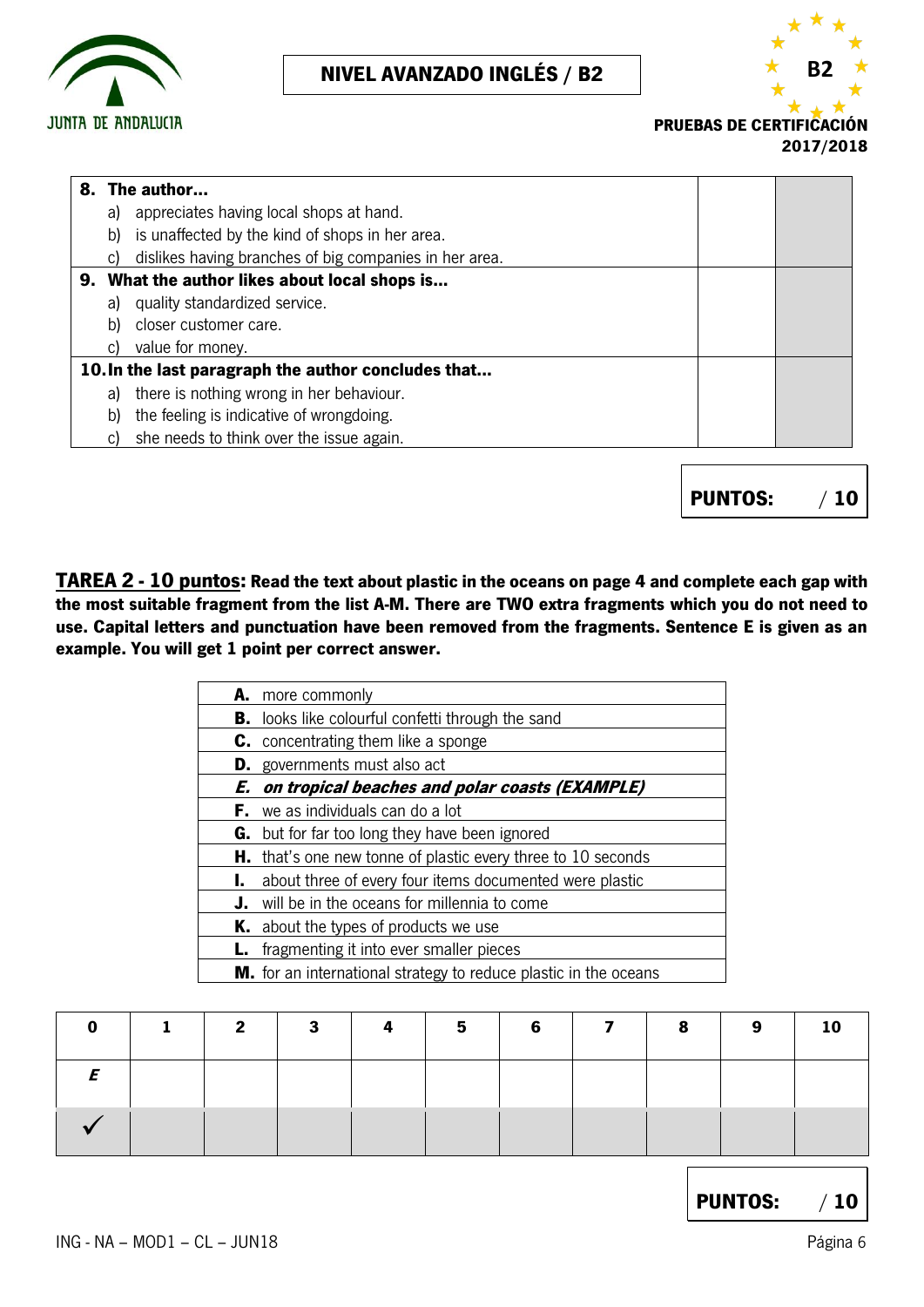| | | |
|---|---|---|
| **8. The author...**<br>a) appreciates having local shops at hand.<br>b) is unaffected by the kind of shops in her area.<br>c) dislikes having branches of big companies in her area. | | |
| **9. What the author likes about local shops is...**<br>a) quality standardized service.<br>b) closer customer care.<br>c) value for money. | | |
| **10. In the last paragraph the author concludes that...**<br>a) there is nothing wrong in her behaviour.<br>b) the feeling is indicative of wrongdoing.<br>c) she needs to think over the issue again. | | |

**PUNTOS: / 10**

**<u>TAREA 2 - 10 puntos</u>: Read the text about plastic in the oceans on page 4 and complete each gap with the most suitable fragment from the list A-M. There are TWO extra fragments which you do not need to use. Capital letters and punctuation have been removed from the fragments. Sentence E is given as an example. You will get 1 point per correct answer.**

| | |
|---|---|
| **A.** | more commonly |
| **B.** | looks like colourful confetti through the sand |
| **C.** | concentrating them like a sponge |
| **D.** | governments must also act |
| ***E.*** | ***on tropical beaches and polar coasts (EXAMPLE)*** |
| **F.** | we as individuals can do a lot |
| **G.** | but for far too long they have been ignored |
| **H.** | that's one new tonne of plastic every three to 10 seconds |
| **I.** | about three of every four items documented were plastic |
| **J.** | will be in the oceans for millennia to come |
| **K.** | about the types of products we use |
| **L.** | fragmenting it into ever smaller pieces |
| **M.** | for an international strategy to reduce plastic in the oceans |

| 0 | 1 | 2 | 3 | 4 | 5 | 6 | 7 | 8 | 9 | 10 |
|---|---|---|---|---|---|---|---|---|---|---|
| *E* | | | | | | | | | | |
| ✓ | | | | | | | | | | |

**PUNTOS: / 10**